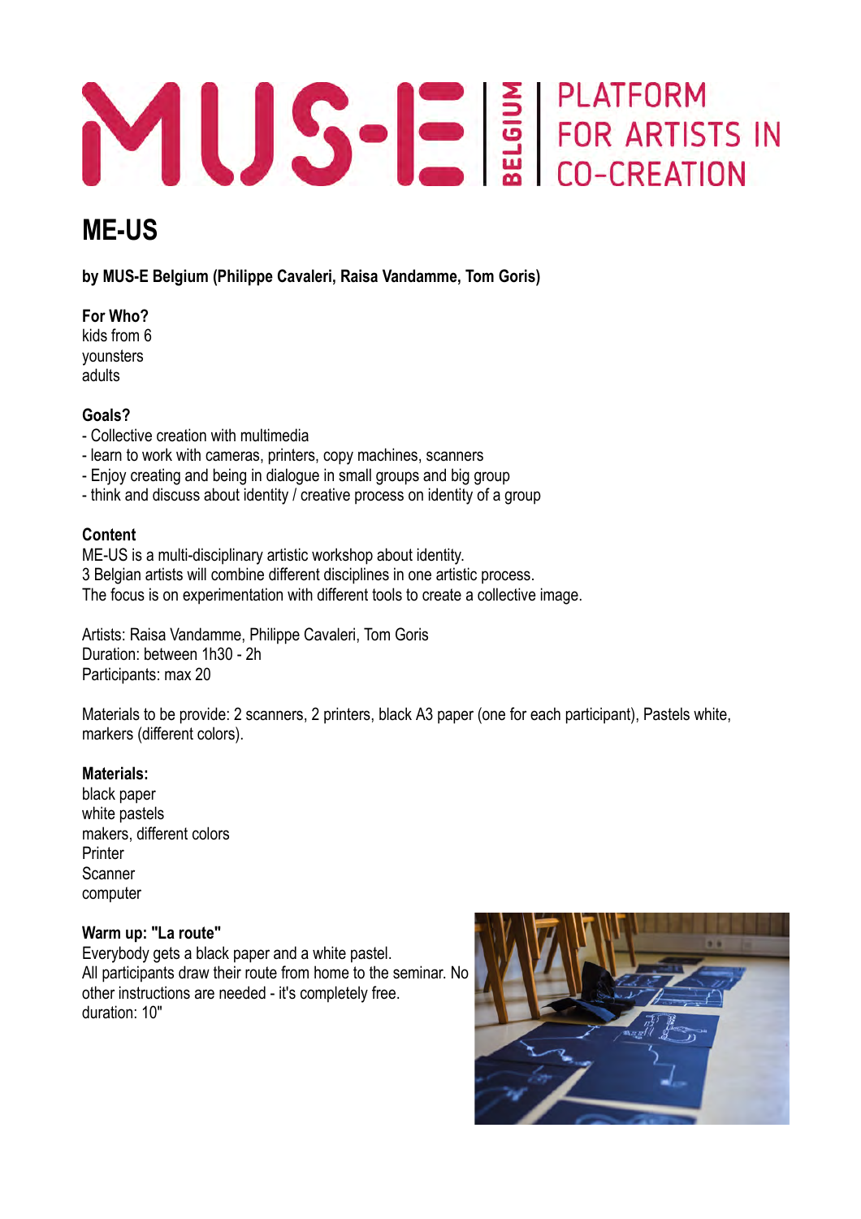MUS-E | BELGIUM | PLATFORM FOR ARTISTS IN CO-CREATION

# ME-US

**by MUS-E Belgium (Philippe Cavaleri, Raisa Vandamme, Tom Goris)**

**For Who?**
kids from 6
younsters
adults

**Goals?**
- Collective creation with multimedia
- learn to work with cameras, printers, copy machines, scanners
- Enjoy creating and being in dialogue in small groups and big group
- think and discuss about identity / creative process on identity of a group

**Content**
ME-US is a multi-disciplinary artistic workshop about identity.
3 Belgian artists will combine different disciplines in one artistic process.
The focus is on experimentation with different tools to create a collective image.

Artists: Raisa Vandamme, Philippe Cavaleri, Tom Goris
Duration: between 1h30 - 2h
Participants: max 20

Materials to be provide: 2 scanners, 2 printers, black A3 paper (one for each participant), Pastels white, markers (different colors).

**Materials:**
black paper
white pastels
makers, different colors
Printer
Scanner
computer

**Warm up: "La route"**
Everybody gets a black paper and a white pastel.
All participants draw their route from home to the seminar. No other instructions are needed - it's completely free.
duration: 10"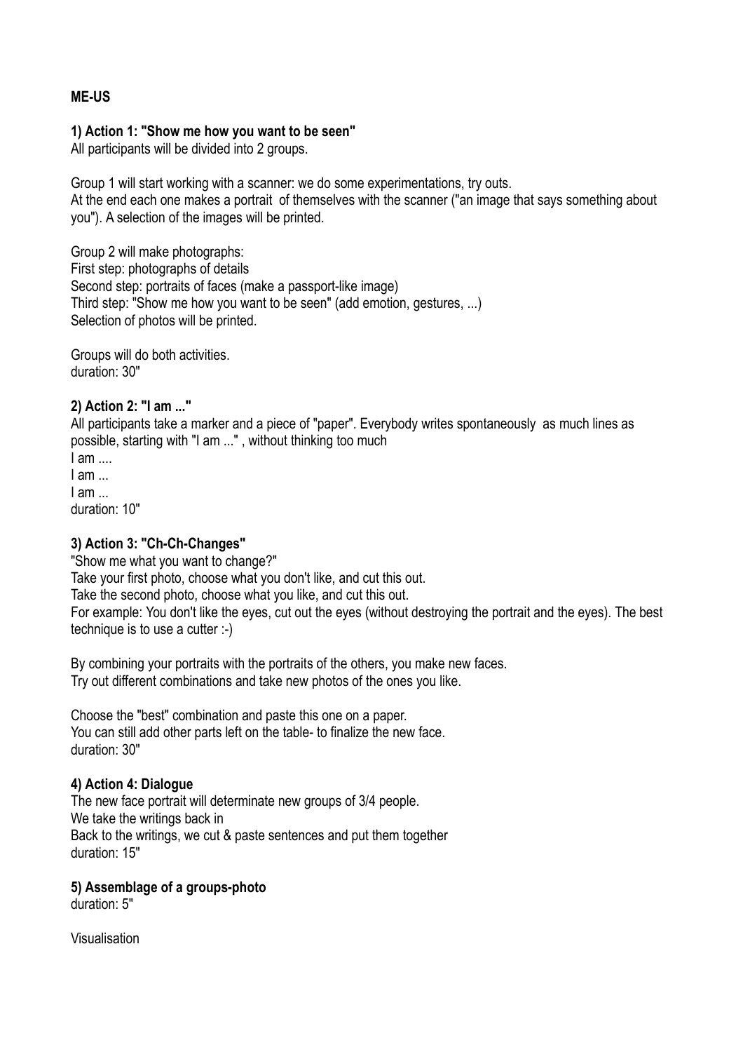**ME-US**

**1) Action 1: "Show me how you want to be seen"**
All participants will be divided into 2 groups.

Group 1 will start working with a scanner: we do some experimentations, try outs.
At the end each one makes a portrait of themselves with the scanner ("an image that says something about you"). A selection of the images will be printed.

Group 2 will make photographs:
First step: photographs of details
Second step: portraits of faces (make a passport-like image)
Third step: "Show me how you want to be seen" (add emotion, gestures, ...)
Selection of photos will be printed.

Groups will do both activities.
duration: 30"

**2) Action 2: "I am ..."**
All participants take a marker and a piece of "paper". Everybody writes spontaneously as much lines as possible, starting with "I am ..." , without thinking too much
I am ....
I am ...
I am ...
duration: 10"

**3) Action 3: "Ch-Ch-Changes"**
"Show me what you want to change?"
Take your first photo, choose what you don't like, and cut this out.
Take the second photo, choose what you like, and cut this out.
For example: You don't like the eyes, cut out the eyes (without destroying the portrait and the eyes). The best technique is to use a cutter :-)

By combining your portraits with the portraits of the others, you make new faces.
Try out different combinations and take new photos of the ones you like.

Choose the "best" combination and paste this one on a paper.
You can still add other parts left on the table- to finalize the new face.
duration: 30"

**4) Action 4: Dialogue**
The new face portrait will determinate new groups of 3/4 people.
We take the writings back in
Back to the writings, we cut & paste sentences and put them together
duration: 15"

**5) Assemblage of a groups-photo**
duration: 5"

Visualisation